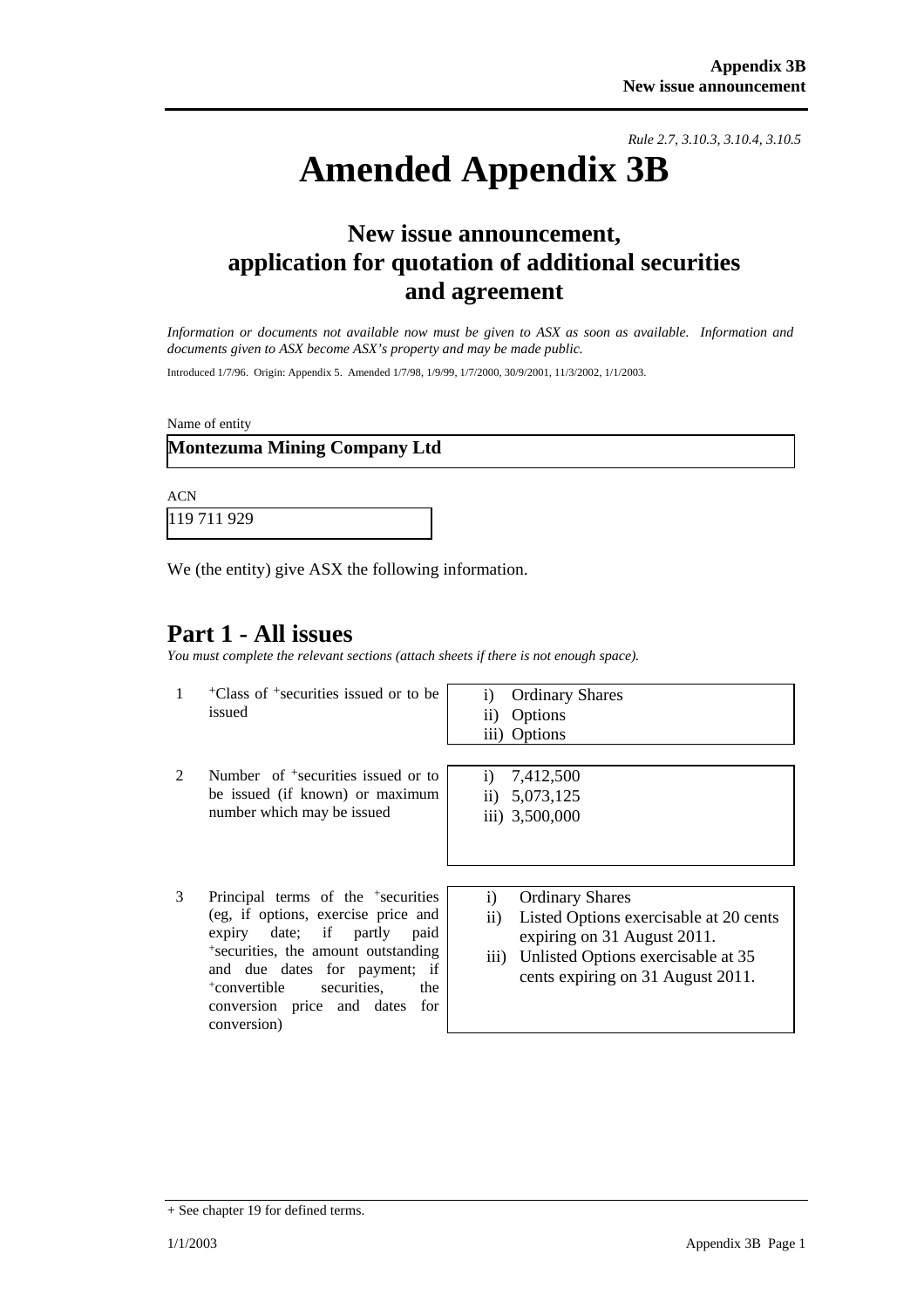*Rule 2.7, 3.10.3, 3.10.4, 3.10.5*

# Amended Appendix 3B

## New issue announcement, application for quotation of additional securities and agreement

*Information or documents not available now must be given to ASX as soon as available. Information and documents given to ASX become ASX's property and may be made public.*

Introduced 1/7/96. Origin: Appendix 5. Amended 1/7/98, 1/9/99, 1/7/2000, 30/9/2001, 11/3/2002, 1/1/2003.

Name of entity

**Montezuma Mining Company Ltd**

ACN

119 711 929

We (the entity) give ASX the following information.

## Part 1 - All issues

*You must complete the relevant sections (attach sheets if there is not enough space).*

| | | |
|---|---|---|
| 1 | +Class of +securities issued or to be issued | i) Ordinary Shares<br>ii) Options<br>iii) Options |
| 2 | Number of +securities issued or to be issued (if known) or maximum number which may be issued | i) 7,412,500<br>ii) 5,073,125<br>iii) 3,500,000 |
| 3 | Principal terms of the +securities (eg, if options, exercise price and expiry date; if partly paid +securities, the amount outstanding and due dates for payment; if +convertible securities, the conversion price and dates for conversion) | i) Ordinary Shares<br>ii) Listed Options exercisable at 20 cents expiring on 31 August 2011.<br>iii) Unlisted Options exercisable at 35 cents expiring on 31 August 2011. |

+ See chapter 19 for defined terms.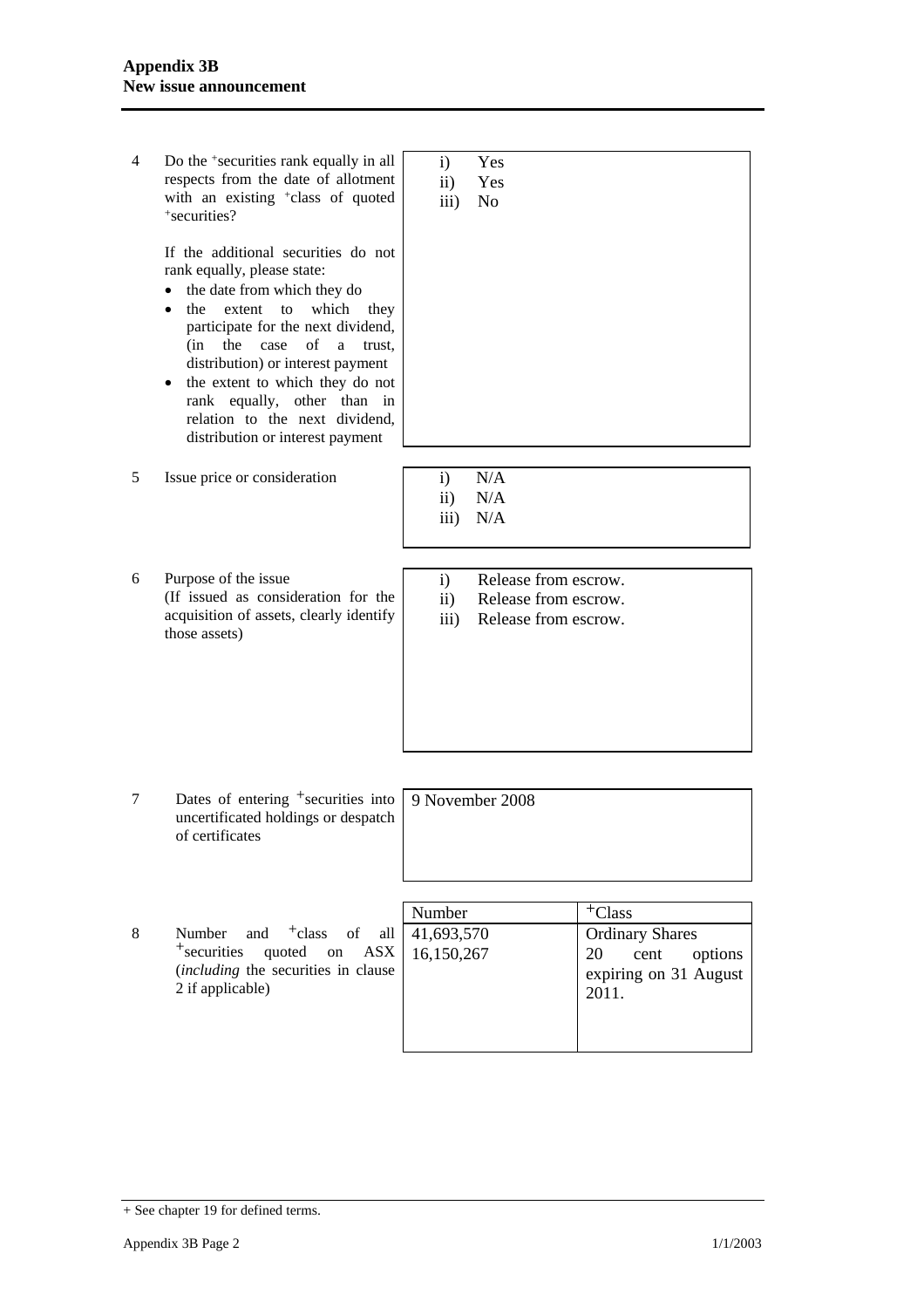| | | |
|---|---|---|
| 4 | Do the +securities rank equally in all respects from the date of allotment with an existing +class of quoted +securities?<br><br>If the additional securities do not rank equally, please state:<br>• the date from which they do<br>• the extent to which they participate for the next dividend, (in the case of a trust, distribution) or interest payment<br>• the extent to which they do not rank equally, other than in relation to the next dividend, distribution or interest payment | i) Yes<br>ii) Yes<br>iii) No |
| 5 | Issue price or consideration | i) N/A<br>ii) N/A<br>iii) N/A |
| 6 | Purpose of the issue<br>(If issued as consideration for the acquisition of assets, clearly identify those assets) | i) Release from escrow.<br>ii) Release from escrow.<br>iii) Release from escrow. |
| 7 | Dates of entering +securities into uncertificated holdings or despatch of certificates | 9 November 2008 |

| | | Number | +Class |
|---|---|---|---|
| 8 | Number and +class of all +securities quoted on ASX (*including* the securities in clause 2 if applicable) | 41,693,570<br>16,150,267 | Ordinary Shares<br>20 cent options expiring on 31 August 2011. |

+ See chapter 19 for defined terms.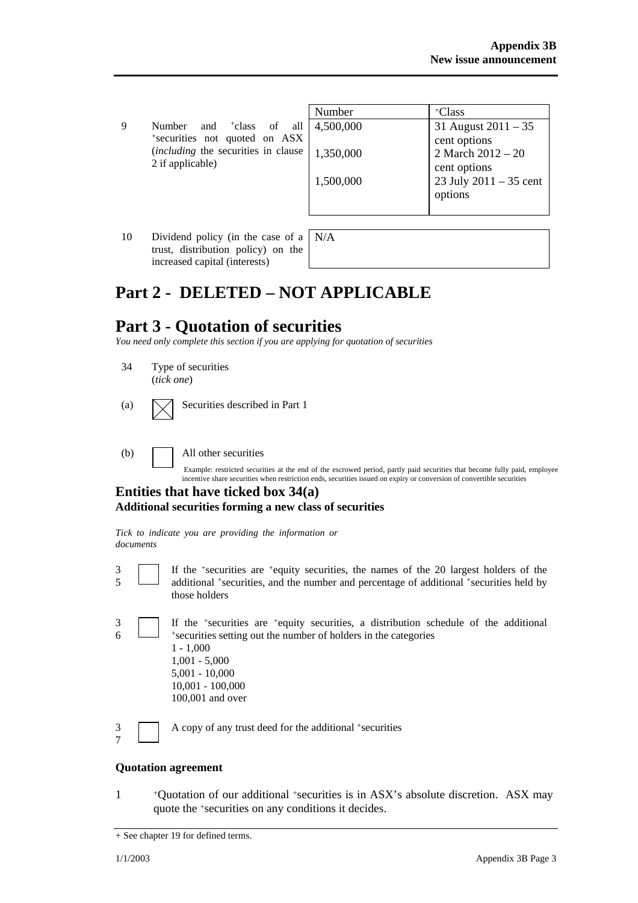| | | Number | +Class |
|---|---|---|---|
| 9 | Number and +class of all +securities not quoted on ASX (*including* the securities in clause 2 if applicable) | 4,500,000 | 31 August 2011 – 35 cent options |
| | | 1,350,000 | 2 March 2012 – 20 cent options |
| | | 1,500,000 | 23 July 2011 – 35 cent options |

| | | |
|---|---|---|
| 10 | Dividend policy (in the case of a trust, distribution policy) on the increased capital (interests) | N/A |

# Part 2 - DELETED – NOT APPLICABLE

# Part 3 - Quotation of securities

*You need only complete this section if you are applying for quotation of securities*

34 Type of securities
(*tick one*)

(a) ☒ Securities described in Part 1

(b) ☐ All other securities

Example: restricted securities at the end of the escrowed period, partly paid securities that become fully paid, employee incentive share securities when restriction ends, securities issued on expiry or conversion of convertible securities

## Entities that have ticked box 34(a)

### Additional securities forming a new class of securities

*Tick to indicate you are providing the information or documents*

35 ☐ If the +securities are +equity securities, the names of the 20 largest holders of the additional +securities, and the number and percentage of additional +securities held by those holders

36 ☐ If the +securities are +equity securities, a distribution schedule of the additional +securities setting out the number of holders in the categories
1 - 1,000
1,001 - 5,000
5,001 - 10,000
10,001 - 100,000
100,001 and over

37 ☐ A copy of any trust deed for the additional +securities

**Quotation agreement**

1 +Quotation of our additional +securities is in ASX's absolute discretion. ASX may quote the +securities on any conditions it decides.

+ See chapter 19 for defined terms.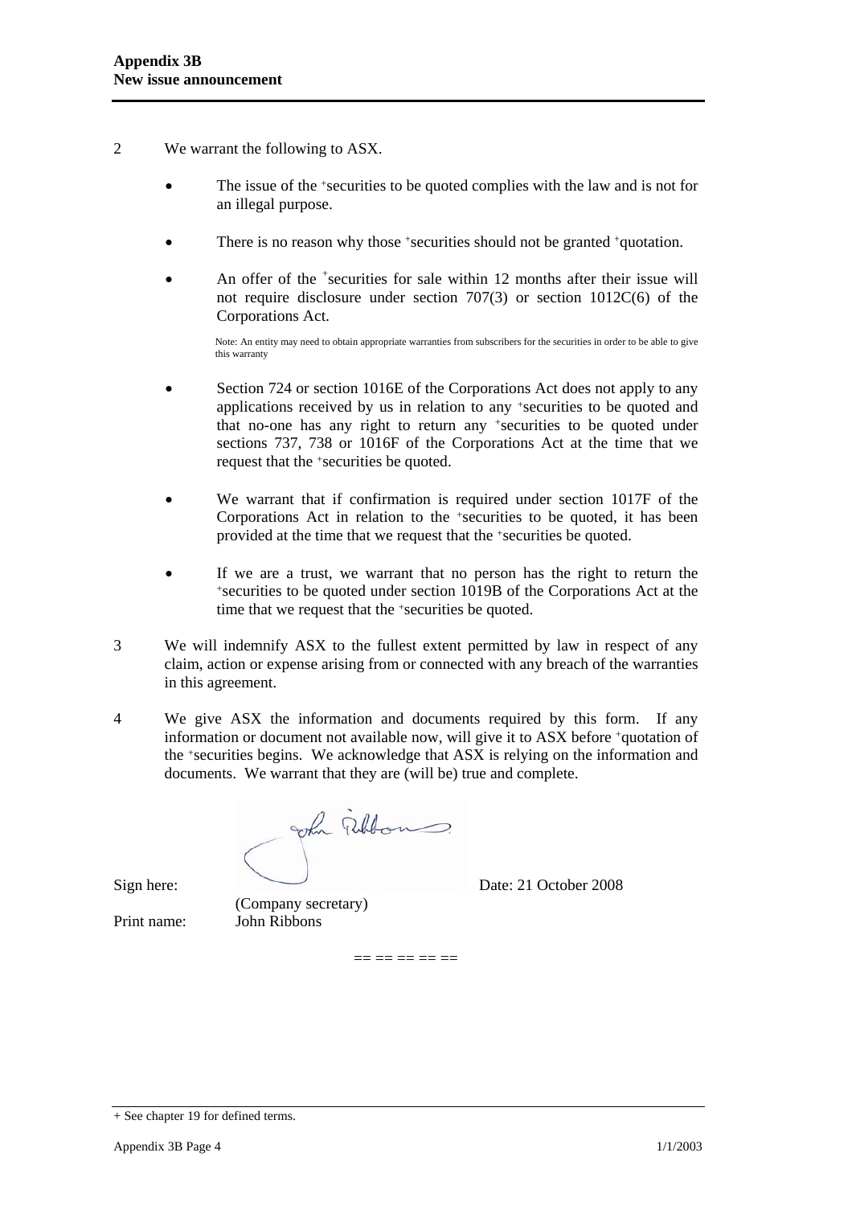2 We warrant the following to ASX.

- The issue of the +securities to be quoted complies with the law and is not for an illegal purpose.

- There is no reason why those +securities should not be granted +quotation.

- An offer of the +securities for sale within 12 months after their issue will not require disclosure under section 707(3) or section 1012C(6) of the Corporations Act.

  Note: An entity may need to obtain appropriate warranties from subscribers for the securities in order to be able to give this warranty

- Section 724 or section 1016E of the Corporations Act does not apply to any applications received by us in relation to any +securities to be quoted and that no-one has any right to return any +securities to be quoted under sections 737, 738 or 1016F of the Corporations Act at the time that we request that the +securities be quoted.

- We warrant that if confirmation is required under section 1017F of the Corporations Act in relation to the +securities to be quoted, it has been provided at the time that we request that the +securities be quoted.

- If we are a trust, we warrant that no person has the right to return the +securities to be quoted under section 1019B of the Corporations Act at the time that we request that the +securities be quoted.

3 We will indemnify ASX to the fullest extent permitted by law in respect of any claim, action or expense arising from or connected with any breach of the warranties in this agreement.

4 We give ASX the information and documents required by this form. If any information or document not available now, will give it to ASX before +quotation of the +securities begins. We acknowledge that ASX is relying on the information and documents. We warrant that they are (will be) true and complete.

Sign here: (Company secretary) Date: 21 October 2008

Print name: John Ribbons

== == == == ==

+ See chapter 19 for defined terms.